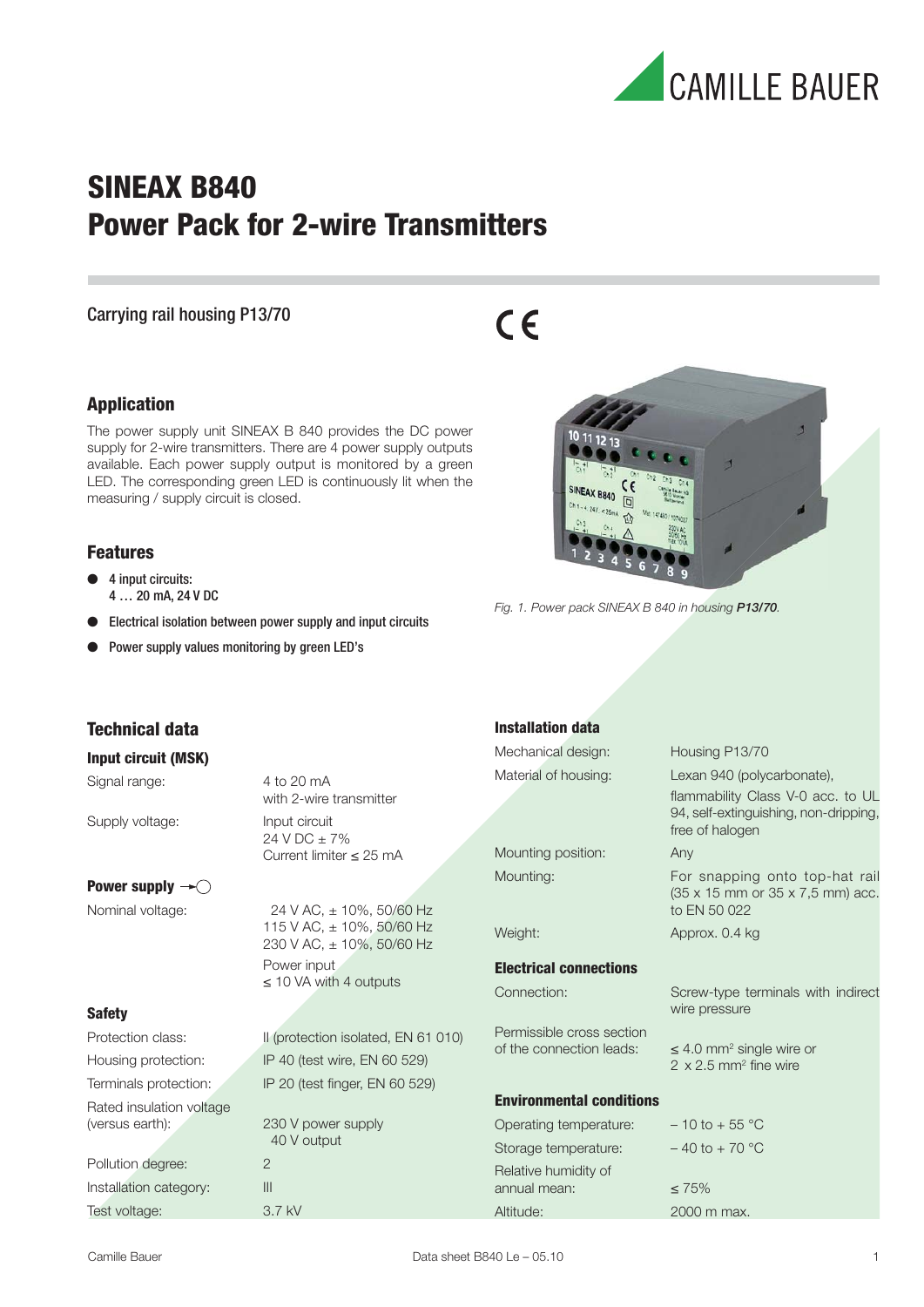# SINEAX B840
# Power Pack for 2-wire Transmitters

Carrying rail housing P13/70

CE

## Application

The power supply unit SINEAX B 840 provides the DC power supply for 2-wire transmitters. There are 4 power supply outputs available. Each power supply output is monitored by a green LED. The corresponding green LED is continuously lit when the measuring / supply circuit is closed.

## Features

- **4 input circuits: 4 … 20 mA, 24 V DC**
- **Electrical isolation between power supply and input circuits**
- **Power supply values monitoring by green LED's**

*Fig. 1. Power pack SINEAX B 840 in housing **P13/70**.*

## Technical data

### Input circuit (MSK)

| | |
|---|---|
| Signal range: | 4 to 20 mA with 2-wire transmitter |
| Supply voltage: | Input circuit 24 V DC ± 7% Current limiter ≤ 25 mA |

### Power supply →◯

| | |
|---|---|
| Nominal voltage: | 24 V AC, ± 10%, 50/60 Hz<br>115 V AC, ± 10%, 50/60 Hz<br>230 V AC, ± 10%, 50/60 Hz |
| | Power input ≤ 10 VA with 4 outputs |

### Safety

| | |
|---|---|
| Protection class: | II (protection isolated, EN 61 010) |
| Housing protection: | IP 40 (test wire, EN 60 529) |
| Terminals protection: | IP 20 (test finger, EN 60 529) |
| Rated insulation voltage (versus earth): | 230 V power supply<br>40 V output |
| Pollution degree: | 2 |
| Installation category: | III |
| Test voltage: | 3.7 kV |

### Installation data

| | |
|---|---|
| Mechanical design: | Housing P13/70 |
| Material of housing: | Lexan 940 (polycarbonate), flammability Class V-0 acc. to UL 94, self-extinguishing, non-dripping, free of halogen |
| Mounting position: | Any |
| Mounting: | For snapping onto top-hat rail (35 x 15 mm or 35 x 7,5 mm) acc. to EN 50 022 |
| Weight: | Approx. 0.4 kg |

### Electrical connections

| | |
|---|---|
| Connection: | Screw-type terminals with indirect wire pressure |
| Permissible cross section of the connection leads: | ≤ 4.0 mm² single wire or 2 x 2.5 mm² fine wire |

### Environmental conditions

| | |
|---|---|
| Operating temperature: | – 10 to + 55 °C |
| Storage temperature: | – 40 to + 70 °C |
| Relative humidity of annual mean: | ≤ 75% |
| Altitude: | 2000 m max. |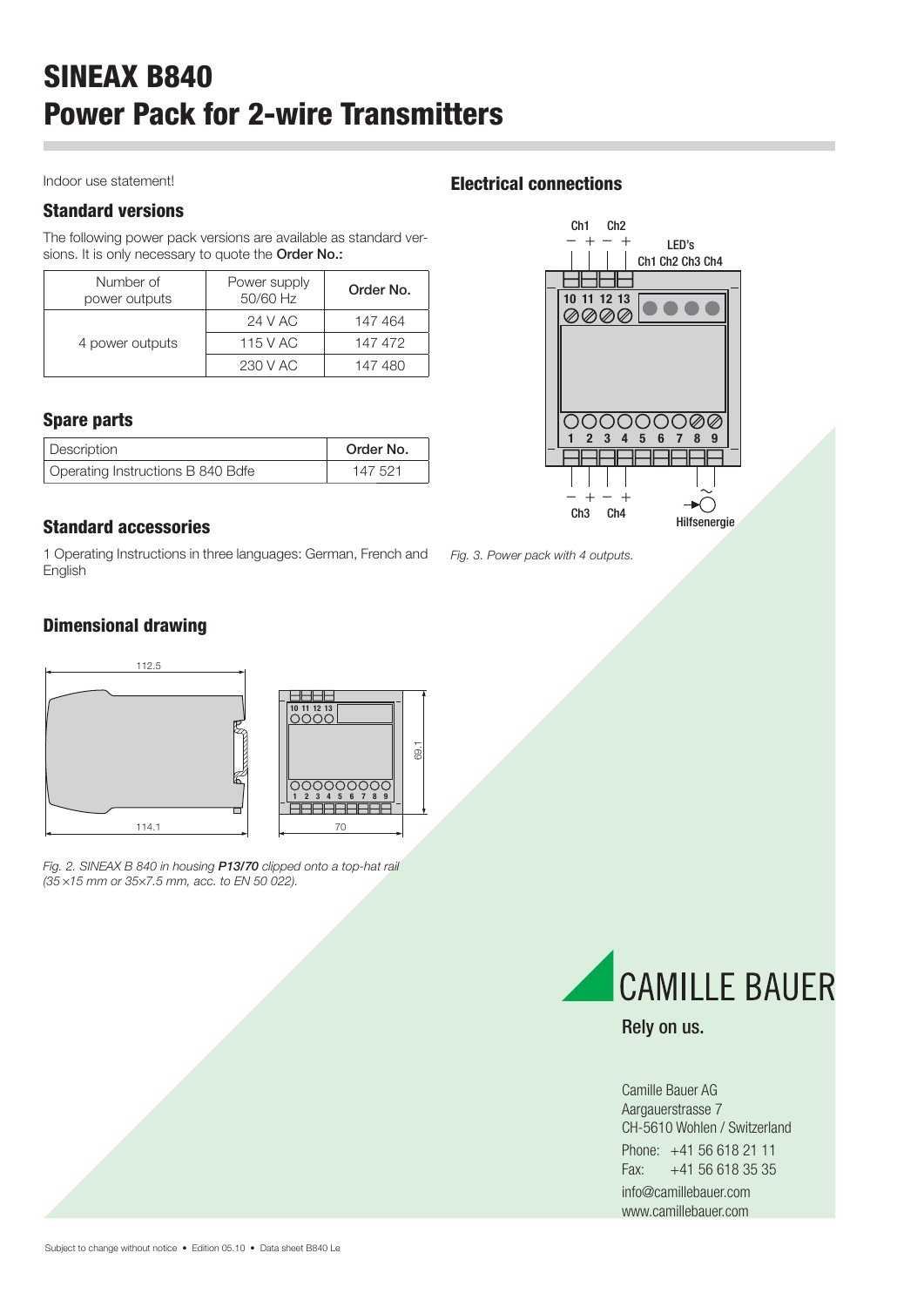# SINEAX B840
# Power Pack for 2-wire Transmitters

Indoor use statement!

## Standard versions

The following power pack versions are available as standard versions. It is only necessary to quote the **Order No.:**

| Number of power outputs | Power supply 50/60 Hz | Order No. |
|---|---|---|
| 4 power outputs | 24 V AC | 147 464 |
| | 115 V AC | 147 472 |
| | 230 V AC | 147 480 |

## Spare parts

| Description | Order No. |
|---|---|
| Operating Instructions B 840 Bdfe | 147 521 |

## Standard accessories

1 Operating Instructions in three languages: German, French and English

## Dimensional drawing

112.5

114.1

10 11 12 13

1 2 3 4 5 6 7 8 9

69.1

70

*Fig. 2. SINEAX B 840 in housing **P13/70** clipped onto a top-hat rail (35×15 mm or 35×7.5 mm, acc. to EN 50 022).*

## Electrical connections

Ch1 Ch2

− + − +

LED's

Ch1 Ch2 Ch3 Ch4

10 11 12 13

1 2 3 4 5 6 7 8 9

− + − +

Ch3 Ch4

~

Hilfsenergie

*Fig. 3. Power pack with 4 outputs.*

CAMILLE BAUER

Rely on us.

Camille Bauer AG
Aargauerstrasse 7
CH-5610 Wohlen / Switzerland
Phone: +41 56 618 21 11
Fax: +41 56 618 35 35
info@camillebauer.com
www.camillebauer.com

Subject to change without notice • Edition 05.10 • Data sheet B840 Le